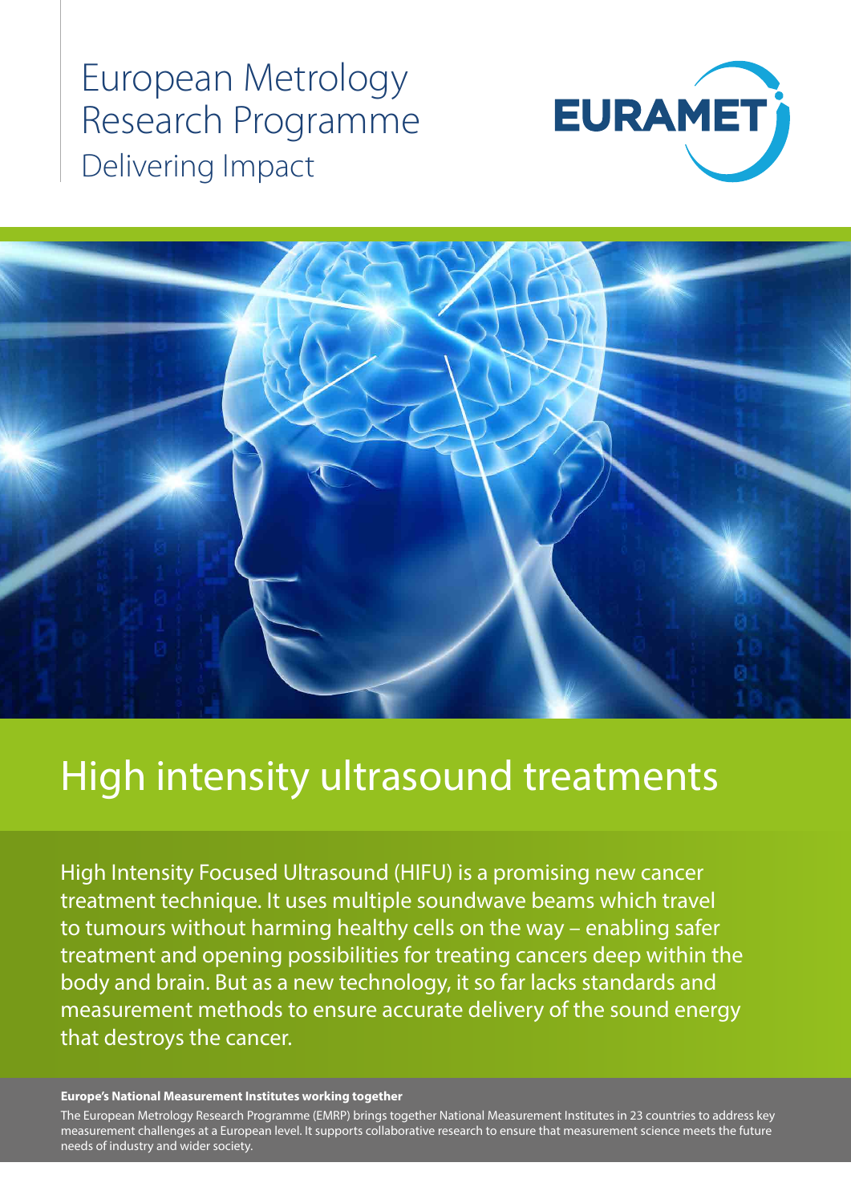European Metrology Research Programme

Delivering Impact

EURAMET

# High intensity ultrasound treatments

High Intensity Focused Ultrasound (HIFU) is a promising new cancer treatment technique. It uses multiple soundwave beams which travel to tumours without harming healthy cells on the way – enabling safer treatment and opening possibilities for treating cancers deep within the body and brain. But as a new technology, it so far lacks standards and measurement methods to ensure accurate delivery of the sound energy that destroys the cancer.

**Europe's National Measurement Institutes working together**

The European Metrology Research Programme (EMRP) brings together National Measurement Institutes in 23 countries to address key measurement challenges at a European level. It supports collaborative research to ensure that measurement science meets the future needs of industry and wider society.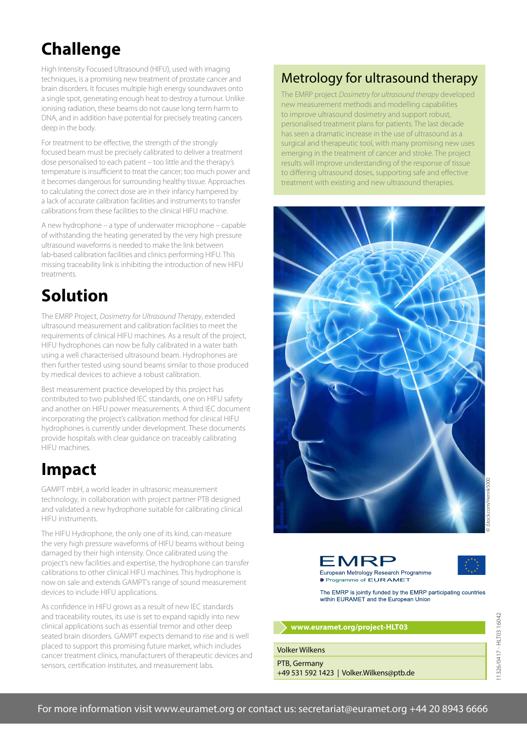# Challenge

High Intensity Focused Ultrasound (HIFU), used with imaging techniques, is a promising new treatment of prostate cancer and brain disorders. It focuses multiple high energy soundwaves onto a single spot, generating enough heat to destroy a tumour. Unlike ionising radiation, these beams do not cause long term harm to DNA, and in addition have potential for precisely treating cancers deep in the body.

For treatment to be effective, the strength of the strongly focused beam must be precisely calibrated to deliver a treatment dose personalised to each patient – too little and the therapy's temperature is insufficient to treat the cancer; too much power and it becomes dangerous for surrounding healthy tissue. Approaches to calculating the correct dose are in their infancy hampered by a lack of accurate calibration facilities and instruments to transfer calibrations from these facilities to the clinical HIFU machine.

A new hydrophone – a type of underwater microphone – capable of withstanding the heating generated by the very high pressure ultrasound waveforms is needed to make the link between lab-based calibration facilities and clinics performing HIFU. This missing traceability link is inhibiting the introduction of new HIFU treatments.

# Solution

The EMRP Project, *Dosimetry for Ultrasound Therapy*, extended ultrasound measurement and calibration facilities to meet the requirements of clinical HIFU machines. As a result of the project, HIFU hydrophones can now be fully calibrated in a water bath using a well characterised ultrasound beam. Hydrophones are then further tested using sound beams similar to those produced by medical devices to achieve a robust calibration.

Best measurement practice developed by this project has contributed to two published IEC standards, one on HIFU safety and another on HIFU power measurements. A third IEC document incorporating the project's calibration method for clinical HIFU hydrophones is currently under development. These documents provide hospitals with clear guidance on traceably calibrating HIFU machines.

# Impact

GAMPT mbH, a world leader in ultrasonic measurement technology, in collaboration with project partner PTB designed and validated a new hydrophone suitable for calibrating clinical HIFU instruments.

The HIFU Hydrophone, the only one of its kind, can measure the very high pressure waveforms of HIFU beams without being damaged by their high intensity. Once calibrated using the project's new facilities and expertise, the hydrophone can transfer calibrations to other clinical HIFU machines. This hydrophone is now on sale and extends GAMPT's range of sound measurement devices to include HIFU applications.

As confidence in HIFU grows as a result of new IEC standards and traceability routes, its use is set to expand rapidly into new clinical applications such as essential tremor and other deep seated brain disorders. GAMPT expects demand to rise and is well placed to support this promising future market, which includes cancer treatment clinics, manufacturers of therapeutic devices and sensors, certification institutes, and measurement labs.

## Metrology for ultrasound therapy

The EMRP project *Dosimetry for ultrasound therapy* developed new measurement methods and modelling capabilities to improve ultrasound dosimetry and support robust, personalised treatment plans for patients. The last decade has seen a dramatic increase in the use of ultrasound as a surgical and therapeutic tool, with many promising new uses emerging in the treatment of cancer and stroke. The project results will improve understanding of the response of tissue to differing ultrasound doses, supporting safe and effective treatment with existing and new ultrasound therapies.

© iStock.com/Henrik5000

EMRP
European Metrology Research Programme
Programme of EURAMET

The EMRP is jointly funded by the EMRP participating countries within EURAMET and the European Union

**www.euramet.org/project-HLT03**

Volker Wilkens

PTB, Germany
+49 531 592 1423 | Volker.Wilkens@ptb.de

11326/0417 - HLT03 16042

For more information visit www.euramet.org or contact us: secretariat@euramet.org +44 20 8943 6666